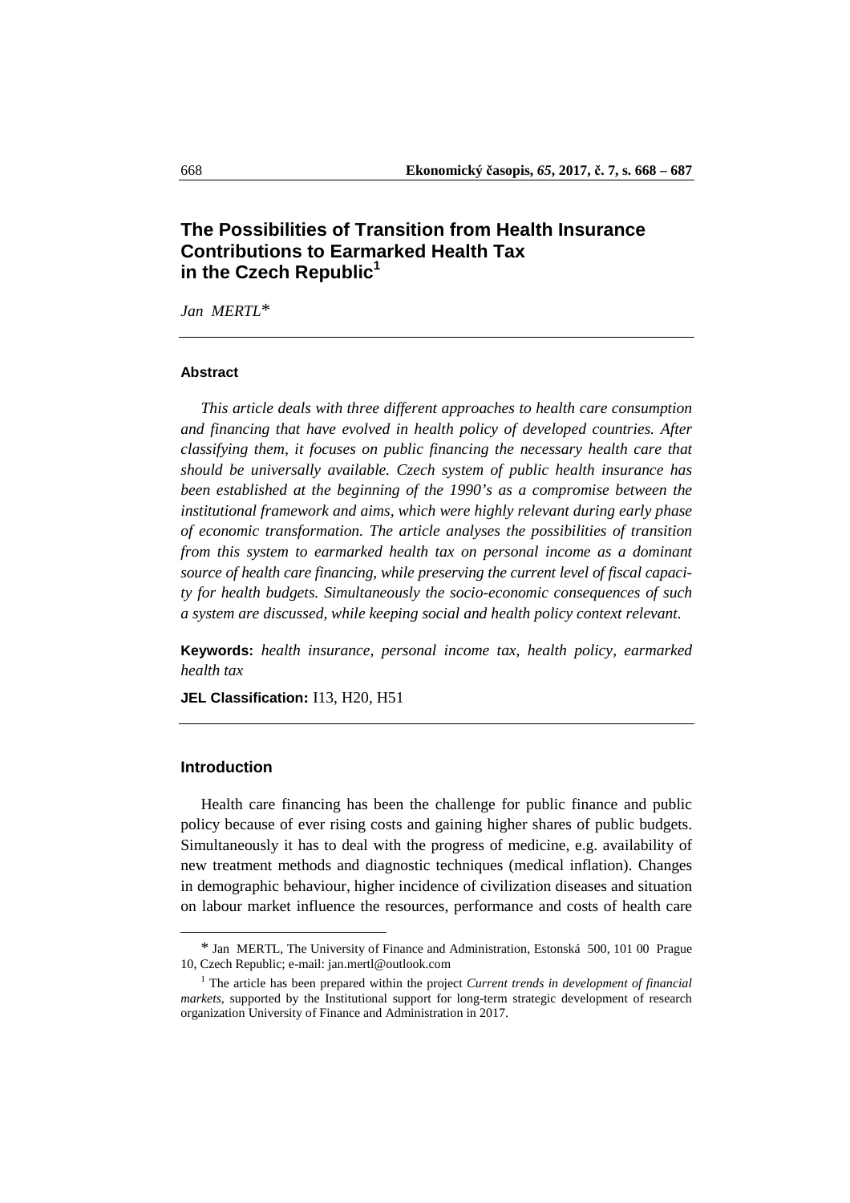# The Possibilities of Transition from Health Insurance Contributions to Earmarked Health Tax in the Czech Republic[1]

*Jan MERTL**

---

**Abstract**

*This article deals with three different approaches to health care consumption and financing that have evolved in health policy of developed countries. After classifying them, it focuses on public financing the necessary health care that should be universally available. Czech system of public health insurance has been established at the beginning of the 1990's as a compromise between the institutional framework and aims, which were highly relevant during early phase of economic transformation. The article analyses the possibilities of transition from this system to earmarked health tax on personal income as a dominant source of health care financing, while preserving the current level of fiscal capacity for health budgets. Simultaneously the socio-economic consequences of such a system are discussed, while keeping social and health policy context relevant.*

**Keywords:** *health insurance, personal income tax, health policy, earmarked health tax*

**JEL Classification:** I13, H20, H51

---

## Introduction

Health care financing has been the challenge for public finance and public policy because of ever rising costs and gaining higher shares of public budgets. Simultaneously it has to deal with the progress of medicine, e.g. availability of new treatment methods and diagnostic techniques (medical inflation). Changes in demographic behaviour, higher incidence of civilization diseases and situation on labour market influence the resources, performance and costs of health care

---

* Jan MERTL, The University of Finance and Administration, Estonská 500, 101 00 Prague 10, Czech Republic; e-mail: jan.mertl@outlook.com

[1] The article has been prepared within the project *Current trends in development of financial markets*, supported by the Institutional support for long-term strategic development of research organization University of Finance and Administration in 2017.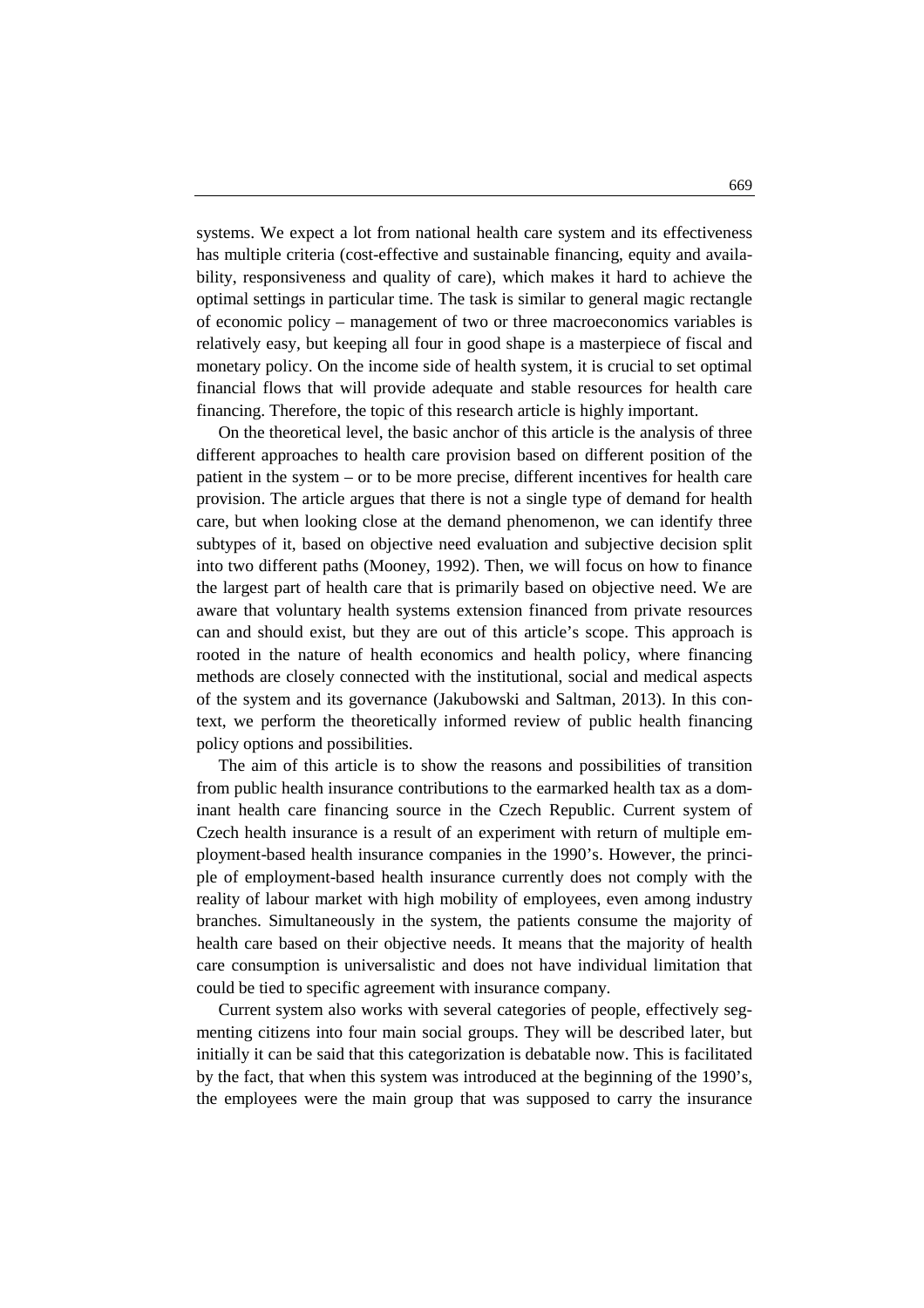systems. We expect a lot from national health care system and its effectiveness has multiple criteria (cost-effective and sustainable financing, equity and availability, responsiveness and quality of care), which makes it hard to achieve the optimal settings in particular time. The task is similar to general magic rectangle of economic policy – management of two or three macroeconomics variables is relatively easy, but keeping all four in good shape is a masterpiece of fiscal and monetary policy. On the income side of health system, it is crucial to set optimal financial flows that will provide adequate and stable resources for health care financing. Therefore, the topic of this research article is highly important.

On the theoretical level, the basic anchor of this article is the analysis of three different approaches to health care provision based on different position of the patient in the system – or to be more precise, different incentives for health care provision. The article argues that there is not a single type of demand for health care, but when looking close at the demand phenomenon, we can identify three subtypes of it, based on objective need evaluation and subjective decision split into two different paths (Mooney, 1992). Then, we will focus on how to finance the largest part of health care that is primarily based on objective need. We are aware that voluntary health systems extension financed from private resources can and should exist, but they are out of this article's scope. This approach is rooted in the nature of health economics and health policy, where financing methods are closely connected with the institutional, social and medical aspects of the system and its governance (Jakubowski and Saltman, 2013). In this context, we perform the theoretically informed review of public health financing policy options and possibilities.

The aim of this article is to show the reasons and possibilities of transition from public health insurance contributions to the earmarked health tax as a dominant health care financing source in the Czech Republic. Current system of Czech health insurance is a result of an experiment with return of multiple employment-based health insurance companies in the 1990's. However, the principle of employment-based health insurance currently does not comply with the reality of labour market with high mobility of employees, even among industry branches. Simultaneously in the system, the patients consume the majority of health care based on their objective needs. It means that the majority of health care consumption is universalistic and does not have individual limitation that could be tied to specific agreement with insurance company.

Current system also works with several categories of people, effectively segmenting citizens into four main social groups. They will be described later, but initially it can be said that this categorization is debatable now. This is facilitated by the fact, that when this system was introduced at the beginning of the 1990's, the employees were the main group that was supposed to carry the insurance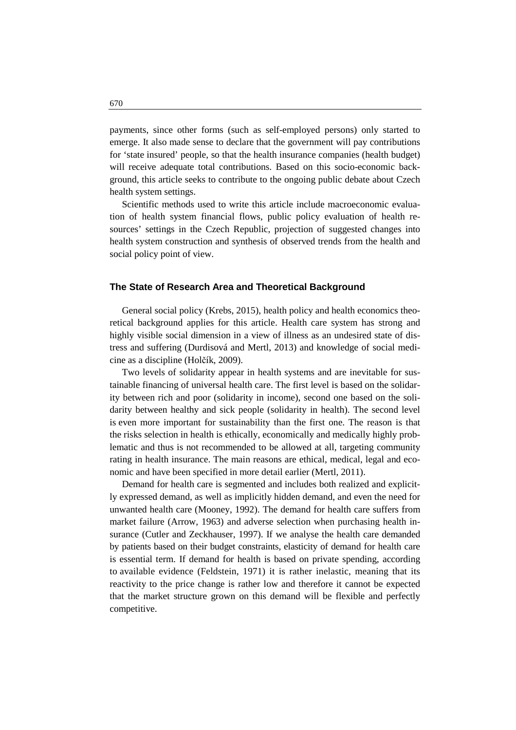payments, since other forms (such as self-employed persons) only started to emerge. It also made sense to declare that the government will pay contributions for 'state insured' people, so that the health insurance companies (health budget) will receive adequate total contributions. Based on this socio-economic background, this article seeks to contribute to the ongoing public debate about Czech health system settings.

Scientific methods used to write this article include macroeconomic evaluation of health system financial flows, public policy evaluation of health resources' settings in the Czech Republic, projection of suggested changes into health system construction and synthesis of observed trends from the health and social policy point of view.

## The State of Research Area and Theoretical Background

General social policy (Krebs, 2015), health policy and health economics theoretical background applies for this article. Health care system has strong and highly visible social dimension in a view of illness as an undesired state of distress and suffering (Durdisová and Mertl, 2013) and knowledge of social medicine as a discipline (Holčík, 2009).

Two levels of solidarity appear in health systems and are inevitable for sustainable financing of universal health care. The first level is based on the solidarity between rich and poor (solidarity in income), second one based on the solidarity between healthy and sick people (solidarity in health). The second level is even more important for sustainability than the first one. The reason is that the risks selection in health is ethically, economically and medically highly problematic and thus is not recommended to be allowed at all, targeting community rating in health insurance. The main reasons are ethical, medical, legal and economic and have been specified in more detail earlier (Mertl, 2011).

Demand for health care is segmented and includes both realized and explicitly expressed demand, as well as implicitly hidden demand, and even the need for unwanted health care (Mooney, 1992). The demand for health care suffers from market failure (Arrow, 1963) and adverse selection when purchasing health insurance (Cutler and Zeckhauser, 1997). If we analyse the health care demanded by patients based on their budget constraints, elasticity of demand for health care is essential term. If demand for health is based on private spending, according to available evidence (Feldstein, 1971) it is rather inelastic, meaning that its reactivity to the price change is rather low and therefore it cannot be expected that the market structure grown on this demand will be flexible and perfectly competitive.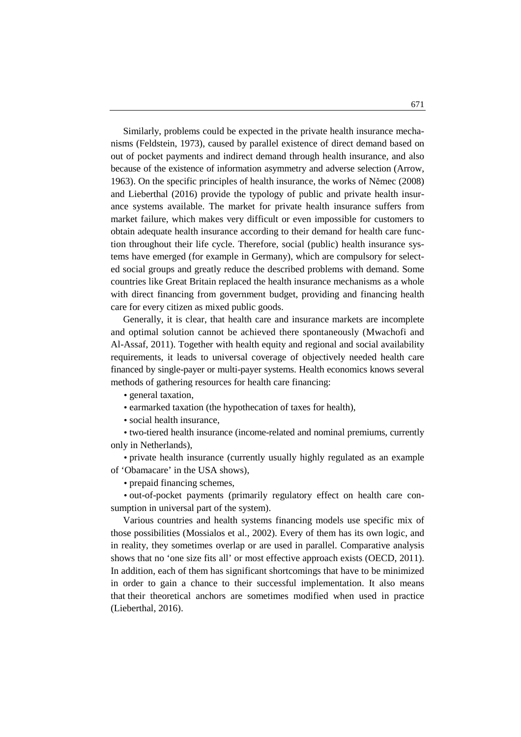Similarly, problems could be expected in the private health insurance mechanisms (Feldstein, 1973), caused by parallel existence of direct demand based on out of pocket payments and indirect demand through health insurance, and also because of the existence of information asymmetry and adverse selection (Arrow, 1963). On the specific principles of health insurance, the works of Němec (2008) and Lieberthal (2016) provide the typology of public and private health insurance systems available. The market for private health insurance suffers from market failure, which makes very difficult or even impossible for customers to obtain adequate health insurance according to their demand for health care function throughout their life cycle. Therefore, social (public) health insurance systems have emerged (for example in Germany), which are compulsory for selected social groups and greatly reduce the described problems with demand. Some countries like Great Britain replaced the health insurance mechanisms as a whole with direct financing from government budget, providing and financing health care for every citizen as mixed public goods.

Generally, it is clear, that health care and insurance markets are incomplete and optimal solution cannot be achieved there spontaneously (Mwachofi and Al-Assaf, 2011). Together with health equity and regional and social availability requirements, it leads to universal coverage of objectively needed health care financed by single-payer or multi-payer systems. Health economics knows several methods of gathering resources for health care financing:

- general taxation,
- earmarked taxation (the hypothecation of taxes for health),
- social health insurance,
- two-tiered health insurance (income-related and nominal premiums, currently only in Netherlands),
- private health insurance (currently usually highly regulated as an example of 'Obamacare' in the USA shows),
- prepaid financing schemes,
- out-of-pocket payments (primarily regulatory effect on health care consumption in universal part of the system).

Various countries and health systems financing models use specific mix of those possibilities (Mossialos et al., 2002). Every of them has its own logic, and in reality, they sometimes overlap or are used in parallel. Comparative analysis shows that no 'one size fits all' or most effective approach exists (OECD, 2011). In addition, each of them has significant shortcomings that have to be minimized in order to gain a chance to their successful implementation. It also means that their theoretical anchors are sometimes modified when used in practice (Lieberthal, 2016).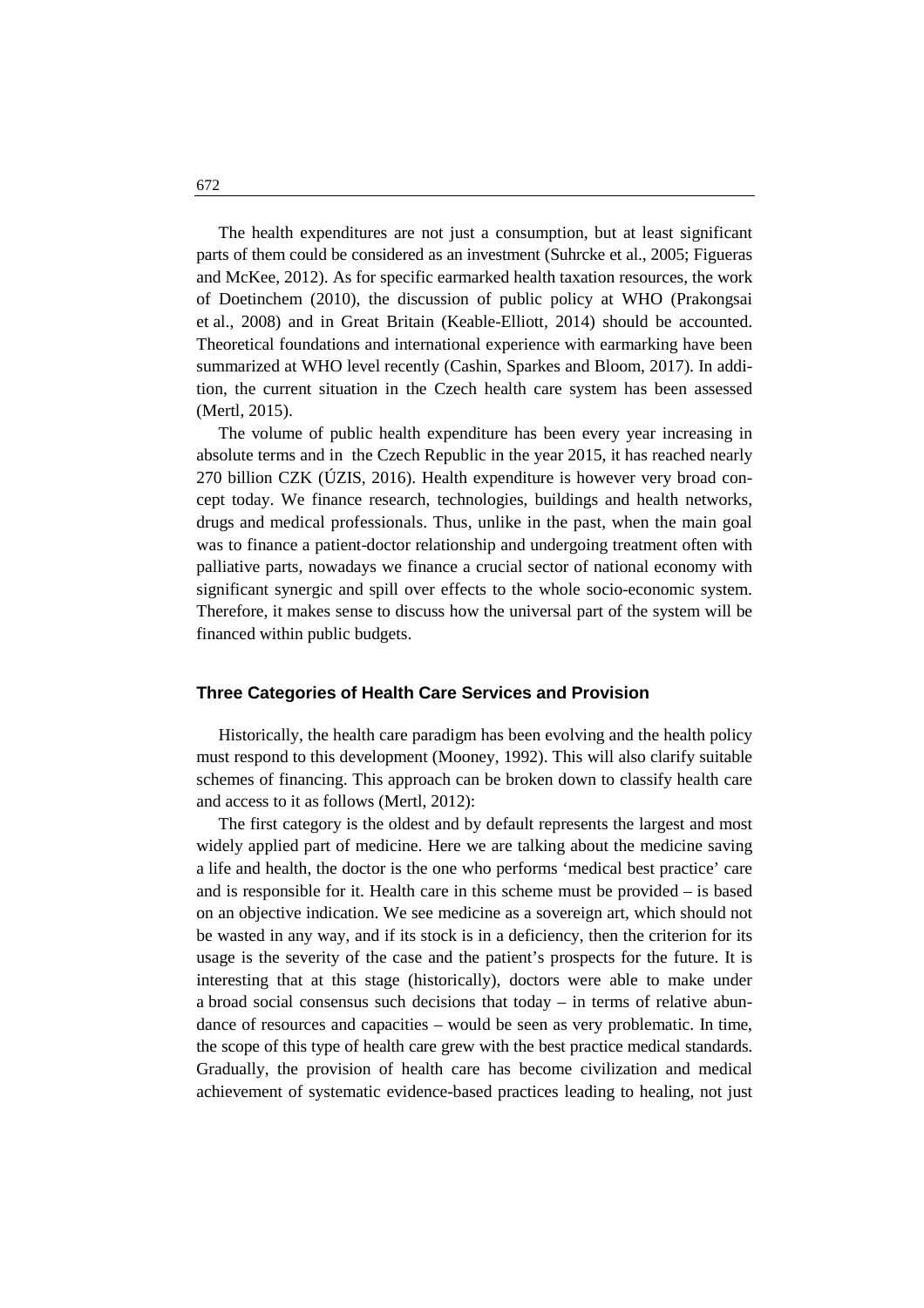The health expenditures are not just a consumption, but at least significant parts of them could be considered as an investment (Suhrcke et al., 2005; Figueras and McKee, 2012). As for specific earmarked health taxation resources, the work of Doetinchem (2010), the discussion of public policy at WHO (Prakongsai et al., 2008) and in Great Britain (Keable-Elliott, 2014) should be accounted. Theoretical foundations and international experience with earmarking have been summarized at WHO level recently (Cashin, Sparkes and Bloom, 2017). In addition, the current situation in the Czech health care system has been assessed (Mertl, 2015).

The volume of public health expenditure has been every year increasing in absolute terms and in the Czech Republic in the year 2015, it has reached nearly 270 billion CZK (ÚZIS, 2016). Health expenditure is however very broad concept today. We finance research, technologies, buildings and health networks, drugs and medical professionals. Thus, unlike in the past, when the main goal was to finance a patient-doctor relationship and undergoing treatment often with palliative parts, nowadays we finance a crucial sector of national economy with significant synergic and spill over effects to the whole socio-economic system. Therefore, it makes sense to discuss how the universal part of the system will be financed within public budgets.

## Three Categories of Health Care Services and Provision

Historically, the health care paradigm has been evolving and the health policy must respond to this development (Mooney, 1992). This will also clarify suitable schemes of financing. This approach can be broken down to classify health care and access to it as follows (Mertl, 2012):

The first category is the oldest and by default represents the largest and most widely applied part of medicine. Here we are talking about the medicine saving a life and health, the doctor is the one who performs 'medical best practice' care and is responsible for it. Health care in this scheme must be provided – is based on an objective indication. We see medicine as a sovereign art, which should not be wasted in any way, and if its stock is in a deficiency, then the criterion for its usage is the severity of the case and the patient's prospects for the future. It is interesting that at this stage (historically), doctors were able to make under a broad social consensus such decisions that today – in terms of relative abundance of resources and capacities – would be seen as very problematic. In time, the scope of this type of health care grew with the best practice medical standards. Gradually, the provision of health care has become civilization and medical achievement of systematic evidence-based practices leading to healing, not just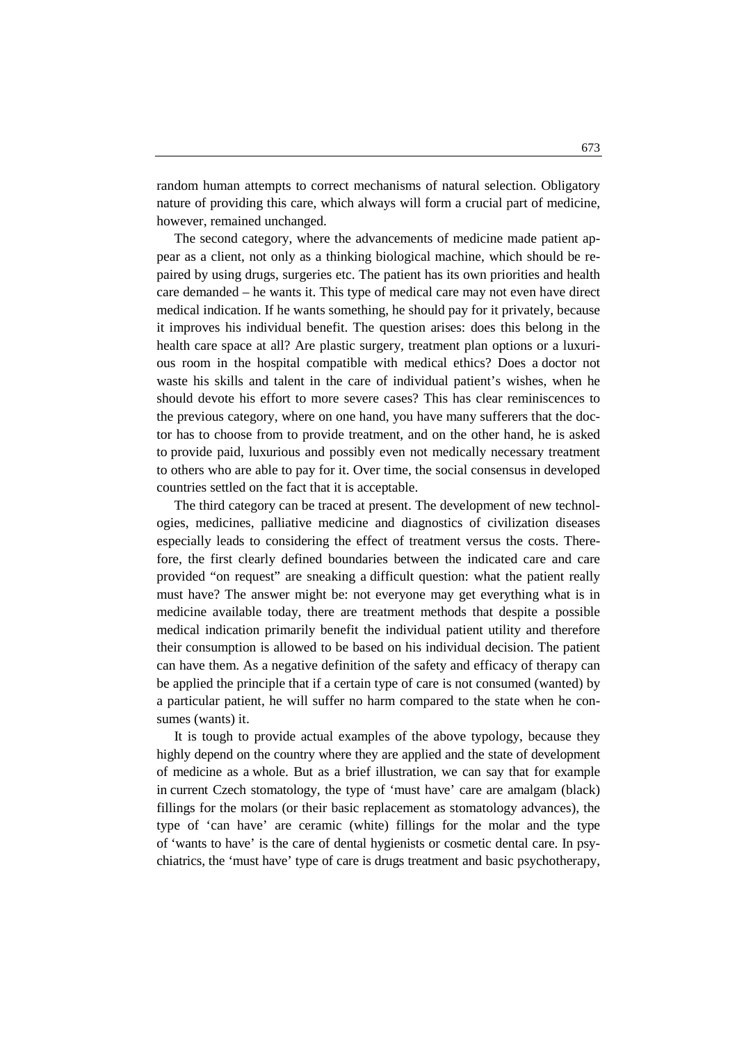random human attempts to correct mechanisms of natural selection. Obligatory nature of providing this care, which always will form a crucial part of medicine, however, remained unchanged.

The second category, where the advancements of medicine made patient appear as a client, not only as a thinking biological machine, which should be repaired by using drugs, surgeries etc. The patient has its own priorities and health care demanded – he wants it. This type of medical care may not even have direct medical indication. If he wants something, he should pay for it privately, because it improves his individual benefit. The question arises: does this belong in the health care space at all? Are plastic surgery, treatment plan options or a luxurious room in the hospital compatible with medical ethics? Does a doctor not waste his skills and talent in the care of individual patient's wishes, when he should devote his effort to more severe cases? This has clear reminiscences to the previous category, where on one hand, you have many sufferers that the doctor has to choose from to provide treatment, and on the other hand, he is asked to provide paid, luxurious and possibly even not medically necessary treatment to others who are able to pay for it. Over time, the social consensus in developed countries settled on the fact that it is acceptable.

The third category can be traced at present. The development of new technologies, medicines, palliative medicine and diagnostics of civilization diseases especially leads to considering the effect of treatment versus the costs. Therefore, the first clearly defined boundaries between the indicated care and care provided "on request" are sneaking a difficult question: what the patient really must have? The answer might be: not everyone may get everything what is in medicine available today, there are treatment methods that despite a possible medical indication primarily benefit the individual patient utility and therefore their consumption is allowed to be based on his individual decision. The patient can have them. As a negative definition of the safety and efficacy of therapy can be applied the principle that if a certain type of care is not consumed (wanted) by a particular patient, he will suffer no harm compared to the state when he consumes (wants) it.

It is tough to provide actual examples of the above typology, because they highly depend on the country where they are applied and the state of development of medicine as a whole. But as a brief illustration, we can say that for example in current Czech stomatology, the type of 'must have' care are amalgam (black) fillings for the molars (or their basic replacement as stomatology advances), the type of 'can have' are ceramic (white) fillings for the molar and the type of 'wants to have' is the care of dental hygienists or cosmetic dental care. In psychiatrics, the 'must have' type of care is drugs treatment and basic psychotherapy,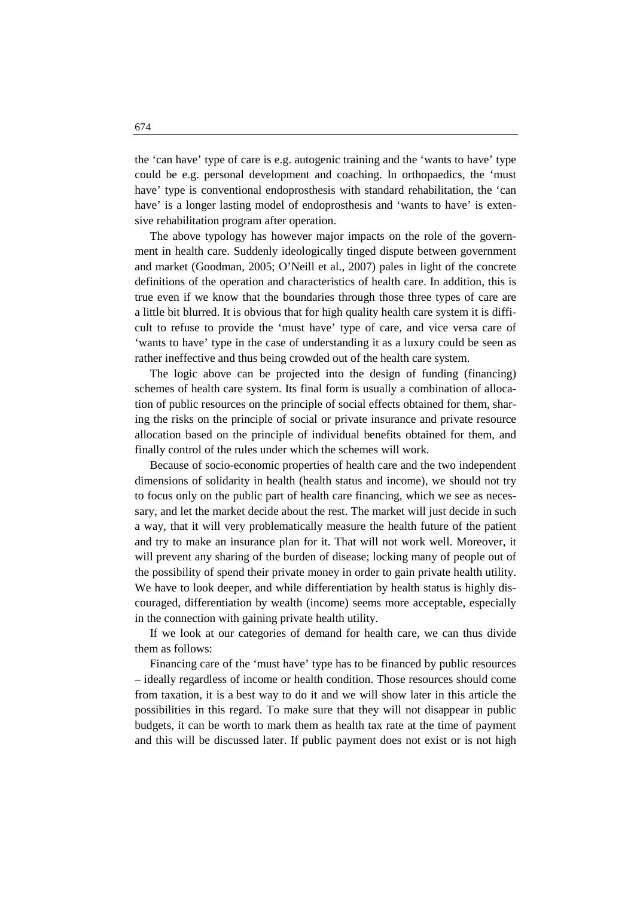the 'can have' type of care is e.g. autogenic training and the 'wants to have' type could be e.g. personal development and coaching. In orthopaedics, the 'must have' type is conventional endoprosthesis with standard rehabilitation, the 'can have' is a longer lasting model of endoprosthesis and 'wants to have' is extensive rehabilitation program after operation.

The above typology has however major impacts on the role of the government in health care. Suddenly ideologically tinged dispute between government and market (Goodman, 2005; O'Neill et al., 2007) pales in light of the concrete definitions of the operation and characteristics of health care. In addition, this is true even if we know that the boundaries through those three types of care are a little bit blurred. It is obvious that for high quality health care system it is difficult to refuse to provide the 'must have' type of care, and vice versa care of 'wants to have' type in the case of understanding it as a luxury could be seen as rather ineffective and thus being crowded out of the health care system.

The logic above can be projected into the design of funding (financing) schemes of health care system. Its final form is usually a combination of allocation of public resources on the principle of social effects obtained for them, sharing the risks on the principle of social or private insurance and private resource allocation based on the principle of individual benefits obtained for them, and finally control of the rules under which the schemes will work.

Because of socio-economic properties of health care and the two independent dimensions of solidarity in health (health status and income), we should not try to focus only on the public part of health care financing, which we see as necessary, and let the market decide about the rest. The market will just decide in such a way, that it will very problematically measure the health future of the patient and try to make an insurance plan for it. That will not work well. Moreover, it will prevent any sharing of the burden of disease; locking many of people out of the possibility of spend their private money in order to gain private health utility. We have to look deeper, and while differentiation by health status is highly discouraged, differentiation by wealth (income) seems more acceptable, especially in the connection with gaining private health utility.

If we look at our categories of demand for health care, we can thus divide them as follows:

Financing care of the 'must have' type has to be financed by public resources – ideally regardless of income or health condition. Those resources should come from taxation, it is a best way to do it and we will show later in this article the possibilities in this regard. To make sure that they will not disappear in public budgets, it can be worth to mark them as health tax rate at the time of payment and this will be discussed later. If public payment does not exist or is not high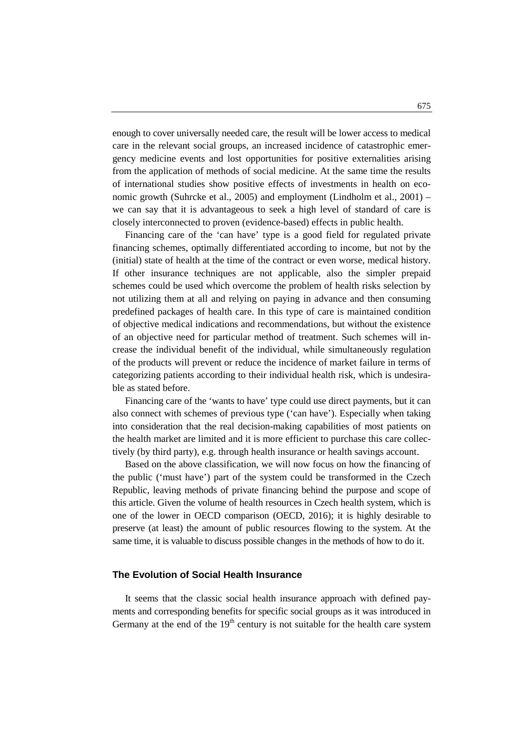enough to cover universally needed care, the result will be lower access to medical care in the relevant social groups, an increased incidence of catastrophic emergency medicine events and lost opportunities for positive externalities arising from the application of methods of social medicine. At the same time the results of international studies show positive effects of investments in health on economic growth (Suhrcke et al., 2005) and employment (Lindholm et al., 2001) – we can say that it is advantageous to seek a high level of standard of care is closely interconnected to proven (evidence-based) effects in public health.

Financing care of the 'can have' type is a good field for regulated private financing schemes, optimally differentiated according to income, but not by the (initial) state of health at the time of the contract or even worse, medical history. If other insurance techniques are not applicable, also the simpler prepaid schemes could be used which overcome the problem of health risks selection by not utilizing them at all and relying on paying in advance and then consuming predefined packages of health care. In this type of care is maintained condition of objective medical indications and recommendations, but without the existence of an objective need for particular method of treatment. Such schemes will increase the individual benefit of the individual, while simultaneously regulation of the products will prevent or reduce the incidence of market failure in terms of categorizing patients according to their individual health risk, which is undesirable as stated before.

Financing care of the 'wants to have' type could use direct payments, but it can also connect with schemes of previous type ('can have'). Especially when taking into consideration that the real decision-making capabilities of most patients on the health market are limited and it is more efficient to purchase this care collectively (by third party), e.g. through health insurance or health savings account.

Based on the above classification, we will now focus on how the financing of the public ('must have') part of the system could be transformed in the Czech Republic, leaving methods of private financing behind the purpose and scope of this article. Given the volume of health resources in Czech health system, which is one of the lower in OECD comparison (OECD, 2016); it is highly desirable to preserve (at least) the amount of public resources flowing to the system. At the same time, it is valuable to discuss possible changes in the methods of how to do it.

## The Evolution of Social Health Insurance

It seems that the classic social health insurance approach with defined payments and corresponding benefits for specific social groups as it was introduced in Germany at the end of the 19th century is not suitable for the health care system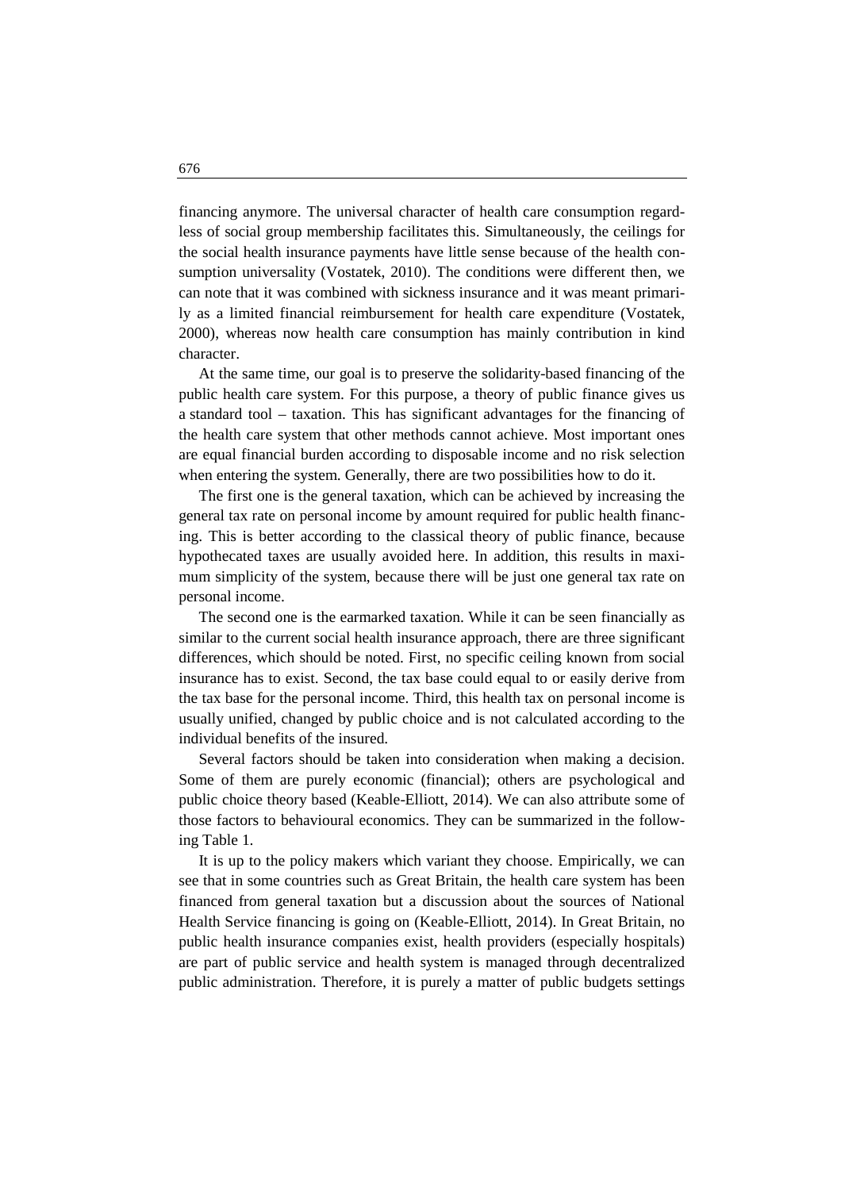financing anymore. The universal character of health care consumption regardless of social group membership facilitates this. Simultaneously, the ceilings for the social health insurance payments have little sense because of the health consumption universality (Vostatek, 2010). The conditions were different then, we can note that it was combined with sickness insurance and it was meant primarily as a limited financial reimbursement for health care expenditure (Vostatek, 2000), whereas now health care consumption has mainly contribution in kind character.

At the same time, our goal is to preserve the solidarity-based financing of the public health care system. For this purpose, a theory of public finance gives us a standard tool – taxation. This has significant advantages for the financing of the health care system that other methods cannot achieve. Most important ones are equal financial burden according to disposable income and no risk selection when entering the system. Generally, there are two possibilities how to do it.

The first one is the general taxation, which can be achieved by increasing the general tax rate on personal income by amount required for public health financing. This is better according to the classical theory of public finance, because hypothecated taxes are usually avoided here. In addition, this results in maximum simplicity of the system, because there will be just one general tax rate on personal income.

The second one is the earmarked taxation. While it can be seen financially as similar to the current social health insurance approach, there are three significant differences, which should be noted. First, no specific ceiling known from social insurance has to exist. Second, the tax base could equal to or easily derive from the tax base for the personal income. Third, this health tax on personal income is usually unified, changed by public choice and is not calculated according to the individual benefits of the insured.

Several factors should be taken into consideration when making a decision. Some of them are purely economic (financial); others are psychological and public choice theory based (Keable-Elliott, 2014). We can also attribute some of those factors to behavioural economics. They can be summarized in the following Table 1.

It is up to the policy makers which variant they choose. Empirically, we can see that in some countries such as Great Britain, the health care system has been financed from general taxation but a discussion about the sources of National Health Service financing is going on (Keable-Elliott, 2014). In Great Britain, no public health insurance companies exist, health providers (especially hospitals) are part of public service and health system is managed through decentralized public administration. Therefore, it is purely a matter of public budgets settings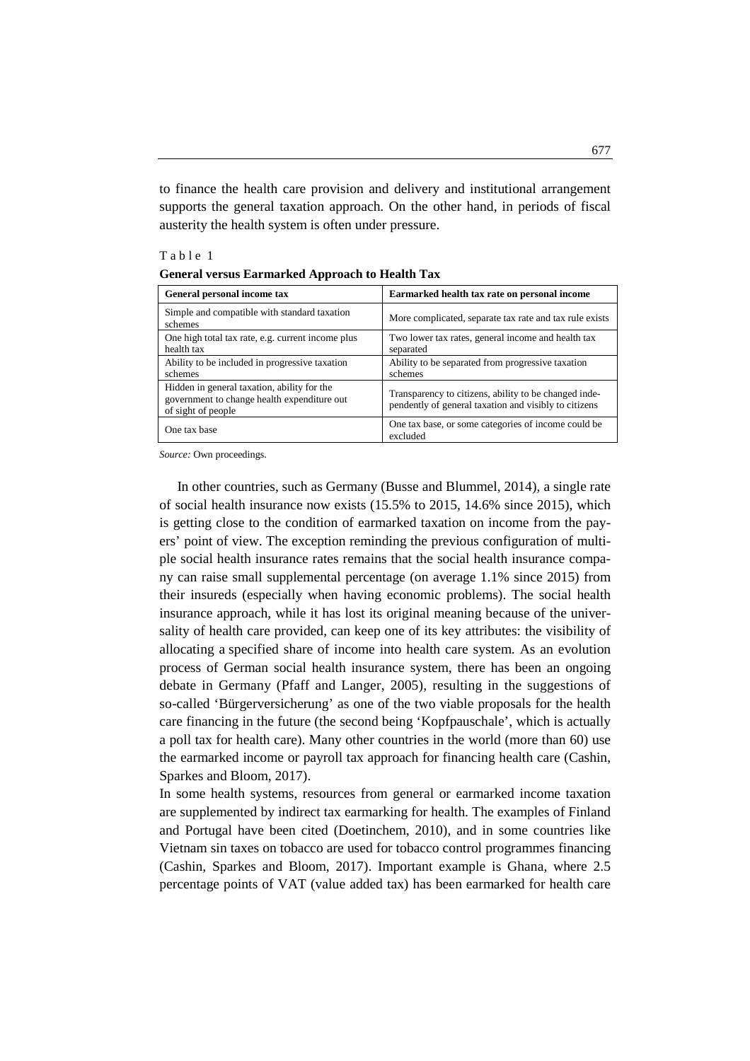to finance the health care provision and delivery and institutional arrangement supports the general taxation approach. On the other hand, in periods of fiscal austerity the health system is often under pressure.

Table 1

**General versus Earmarked Approach to Health Tax**

| General personal income tax | Earmarked health tax rate on personal income |
|---|---|
| Simple and compatible with standard taxation schemes | More complicated, separate tax rate and tax rule exists |
| One high total tax rate, e.g. current income plus health tax | Two lower tax rates, general income and health tax separated |
| Ability to be included in progressive taxation schemes | Ability to be separated from progressive taxation schemes |
| Hidden in general taxation, ability for the government to change health expenditure out of sight of people | Transparency to citizens, ability to be changed independently of general taxation and visibly to citizens |
| One tax base | One tax base, or some categories of income could be excluded |

*Source:* Own proceedings.

In other countries, such as Germany (Busse and Blummel, 2014), a single rate of social health insurance now exists (15.5% to 2015, 14.6% since 2015), which is getting close to the condition of earmarked taxation on income from the payers' point of view. The exception reminding the previous configuration of multiple social health insurance rates remains that the social health insurance company can raise small supplemental percentage (on average 1.1% since 2015) from their insureds (especially when having economic problems). The social health insurance approach, while it has lost its original meaning because of the universality of health care provided, can keep one of its key attributes: the visibility of allocating a specified share of income into health care system. As an evolution process of German social health insurance system, there has been an ongoing debate in Germany (Pfaff and Langer, 2005), resulting in the suggestions of so-called 'Bürgerversicherung' as one of the two viable proposals for the health care financing in the future (the second being 'Kopfpauschale', which is actually a poll tax for health care). Many other countries in the world (more than 60) use the earmarked income or payroll tax approach for financing health care (Cashin, Sparkes and Bloom, 2017).

In some health systems, resources from general or earmarked income taxation are supplemented by indirect tax earmarking for health. The examples of Finland and Portugal have been cited (Doetinchem, 2010), and in some countries like Vietnam sin taxes on tobacco are used for tobacco control programmes financing (Cashin, Sparkes and Bloom, 2017). Important example is Ghana, where 2.5 percentage points of VAT (value added tax) has been earmarked for health care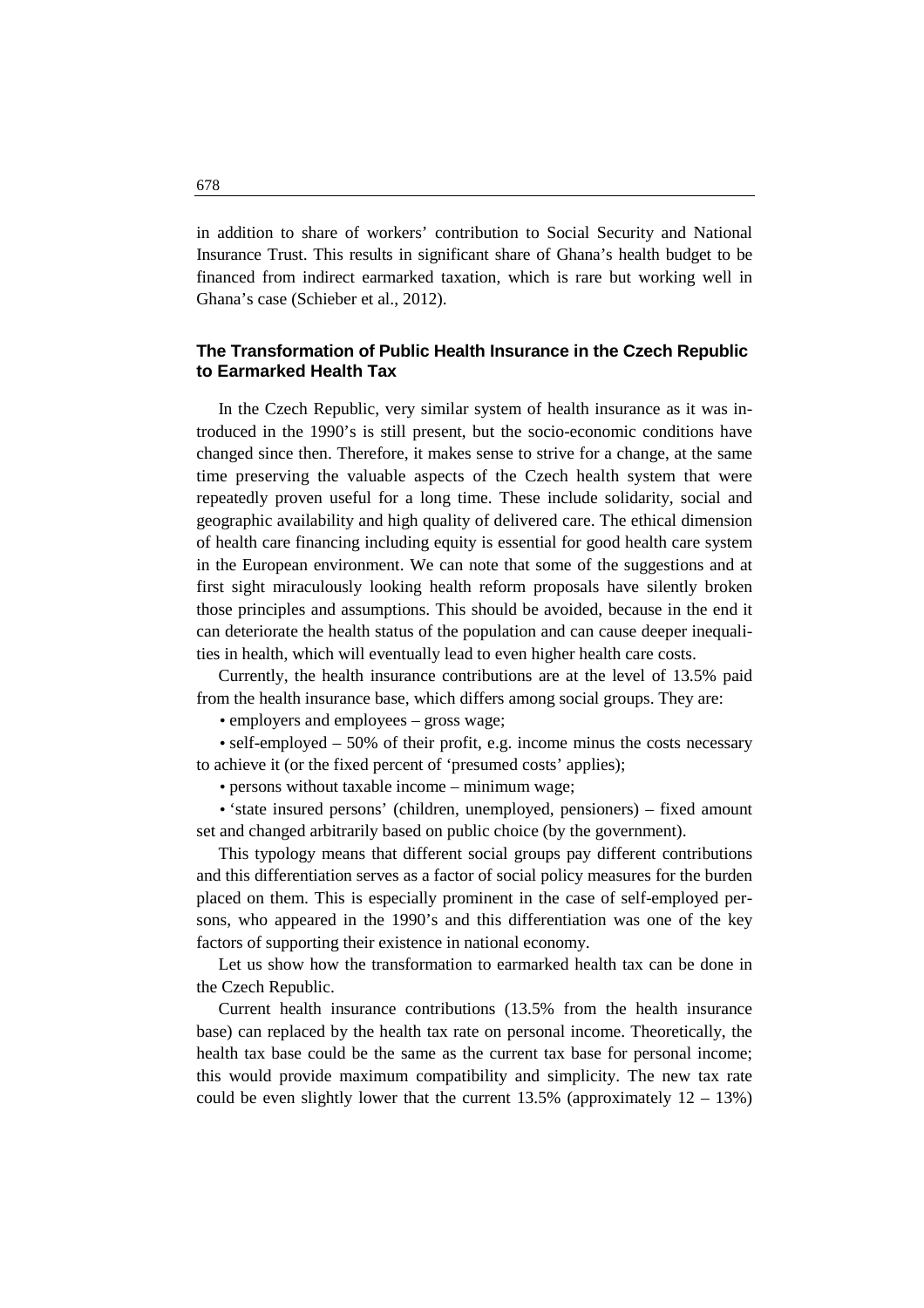in addition to share of workers' contribution to Social Security and National Insurance Trust. This results in significant share of Ghana's health budget to be financed from indirect earmarked taxation, which is rare but working well in Ghana's case (Schieber et al., 2012).

## The Transformation of Public Health Insurance in the Czech Republic to Earmarked Health Tax

In the Czech Republic, very similar system of health insurance as it was introduced in the 1990's is still present, but the socio-economic conditions have changed since then. Therefore, it makes sense to strive for a change, at the same time preserving the valuable aspects of the Czech health system that were repeatedly proven useful for a long time. These include solidarity, social and geographic availability and high quality of delivered care. The ethical dimension of health care financing including equity is essential for good health care system in the European environment. We can note that some of the suggestions and at first sight miraculously looking health reform proposals have silently broken those principles and assumptions. This should be avoided, because in the end it can deteriorate the health status of the population and can cause deeper inequalities in health, which will eventually lead to even higher health care costs.

Currently, the health insurance contributions are at the level of 13.5% paid from the health insurance base, which differs among social groups. They are:

- employers and employees – gross wage;
- self-employed – 50% of their profit, e.g. income minus the costs necessary to achieve it (or the fixed percent of 'presumed costs' applies);
- persons without taxable income – minimum wage;
- 'state insured persons' (children, unemployed, pensioners) – fixed amount set and changed arbitrarily based on public choice (by the government).

This typology means that different social groups pay different contributions and this differentiation serves as a factor of social policy measures for the burden placed on them. This is especially prominent in the case of self-employed persons, who appeared in the 1990's and this differentiation was one of the key factors of supporting their existence in national economy.

Let us show how the transformation to earmarked health tax can be done in the Czech Republic.

Current health insurance contributions (13.5% from the health insurance base) can replaced by the health tax rate on personal income. Theoretically, the health tax base could be the same as the current tax base for personal income; this would provide maximum compatibility and simplicity. The new tax rate could be even slightly lower that the current 13.5% (approximately 12 – 13%)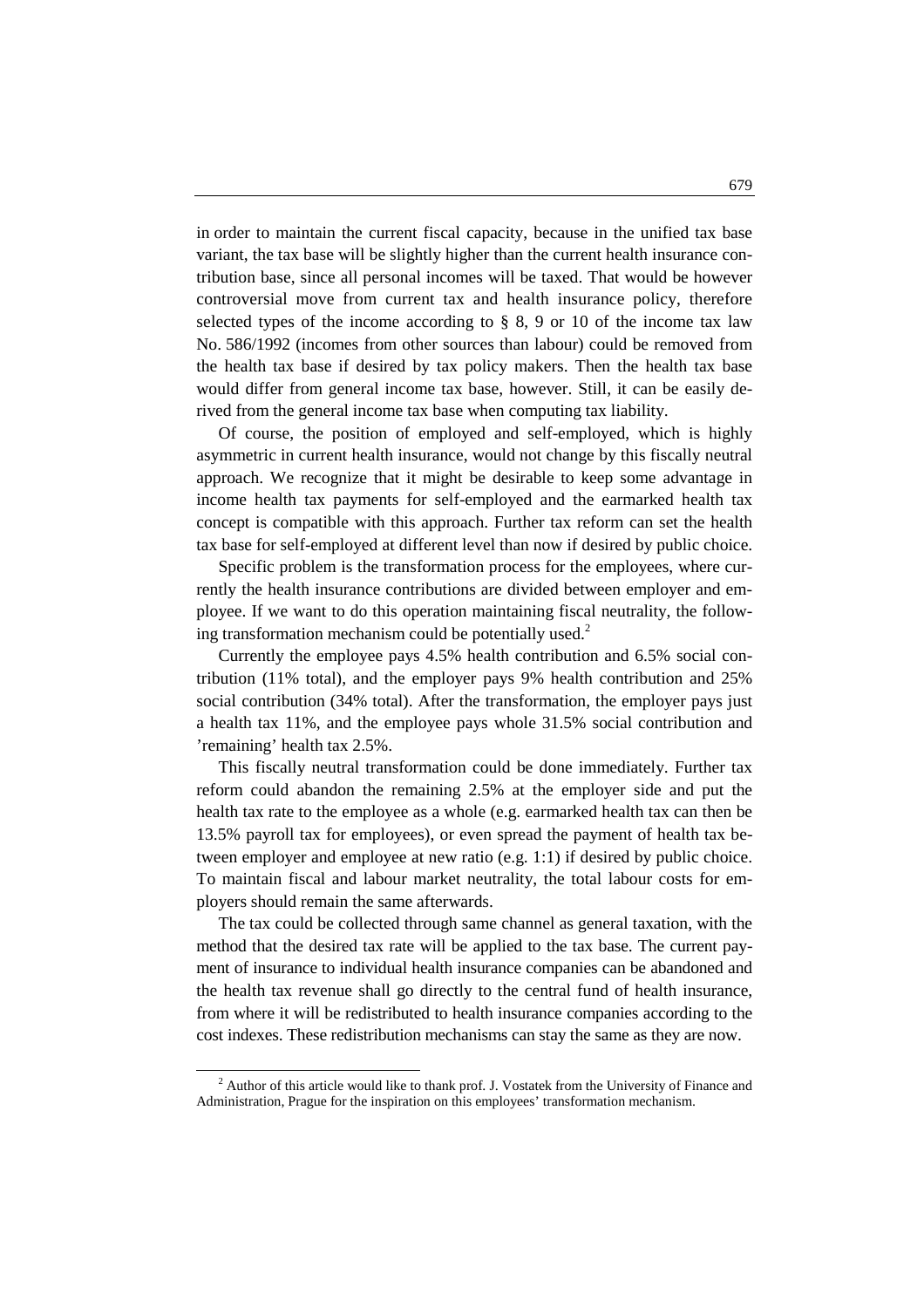in order to maintain the current fiscal capacity, because in the unified tax base variant, the tax base will be slightly higher than the current health insurance contribution base, since all personal incomes will be taxed. That would be however controversial move from current tax and health insurance policy, therefore selected types of the income according to § 8, 9 or 10 of the income tax law No. 586/1992 (incomes from other sources than labour) could be removed from the health tax base if desired by tax policy makers. Then the health tax base would differ from general income tax base, however. Still, it can be easily derived from the general income tax base when computing tax liability.

Of course, the position of employed and self-employed, which is highly asymmetric in current health insurance, would not change by this fiscally neutral approach. We recognize that it might be desirable to keep some advantage in income health tax payments for self-employed and the earmarked health tax concept is compatible with this approach. Further tax reform can set the health tax base for self-employed at different level than now if desired by public choice.

Specific problem is the transformation process for the employees, where currently the health insurance contributions are divided between employer and employee. If we want to do this operation maintaining fiscal neutrality, the following transformation mechanism could be potentially used.[2]

Currently the employee pays 4.5% health contribution and 6.5% social contribution (11% total), and the employer pays 9% health contribution and 25% social contribution (34% total). After the transformation, the employer pays just a health tax 11%, and the employee pays whole 31.5% social contribution and 'remaining' health tax 2.5%.

This fiscally neutral transformation could be done immediately. Further tax reform could abandon the remaining 2.5% at the employer side and put the health tax rate to the employee as a whole (e.g. earmarked health tax can then be 13.5% payroll tax for employees), or even spread the payment of health tax between employer and employee at new ratio (e.g. 1:1) if desired by public choice. To maintain fiscal and labour market neutrality, the total labour costs for employers should remain the same afterwards.

The tax could be collected through same channel as general taxation, with the method that the desired tax rate will be applied to the tax base. The current payment of insurance to individual health insurance companies can be abandoned and the health tax revenue shall go directly to the central fund of health insurance, from where it will be redistributed to health insurance companies according to the cost indexes. These redistribution mechanisms can stay the same as they are now.

[2] Author of this article would like to thank prof. J. Vostatek from the University of Finance and Administration, Prague for the inspiration on this employees' transformation mechanism.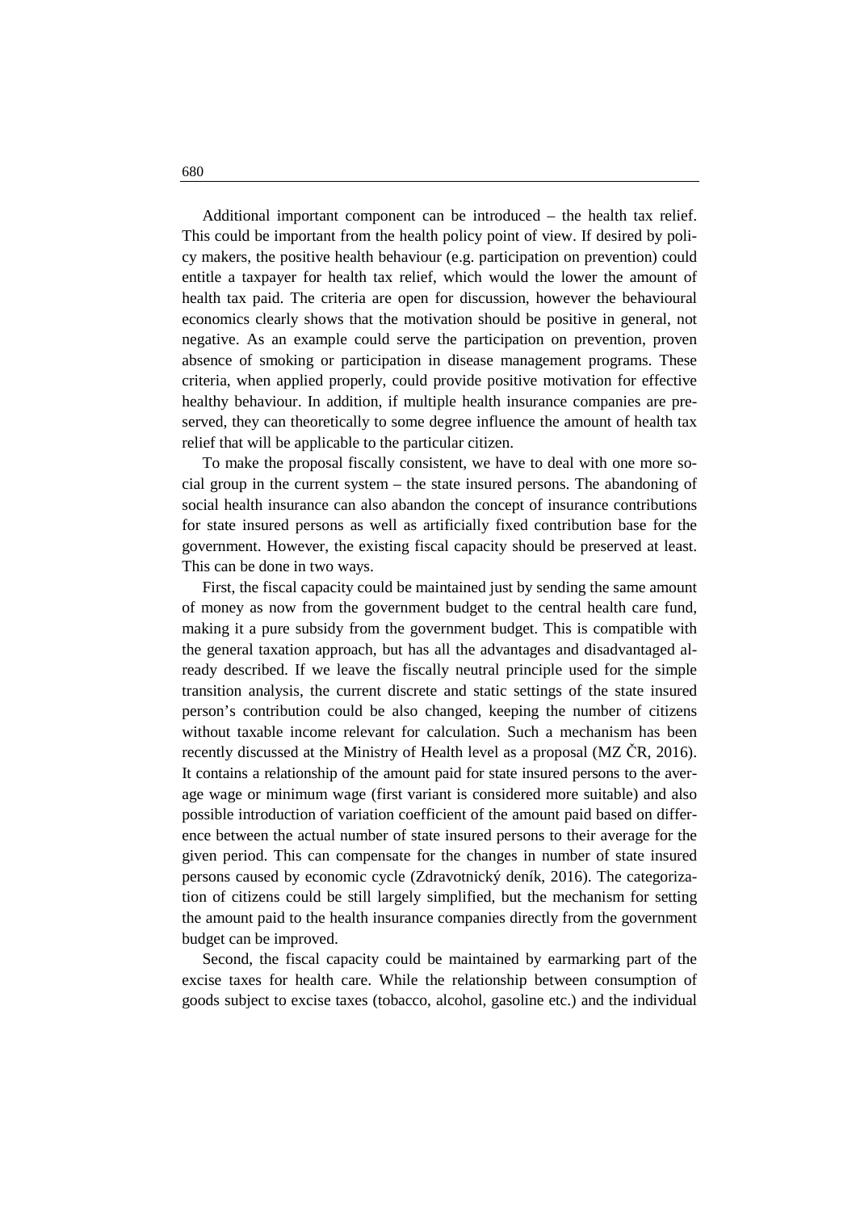Additional important component can be introduced – the health tax relief. This could be important from the health policy point of view. If desired by policy makers, the positive health behaviour (e.g. participation on prevention) could entitle a taxpayer for health tax relief, which would the lower the amount of health tax paid. The criteria are open for discussion, however the behavioural economics clearly shows that the motivation should be positive in general, not negative. As an example could serve the participation on prevention, proven absence of smoking or participation in disease management programs. These criteria, when applied properly, could provide positive motivation for effective healthy behaviour. In addition, if multiple health insurance companies are preserved, they can theoretically to some degree influence the amount of health tax relief that will be applicable to the particular citizen.

To make the proposal fiscally consistent, we have to deal with one more social group in the current system – the state insured persons. The abandoning of social health insurance can also abandon the concept of insurance contributions for state insured persons as well as artificially fixed contribution base for the government. However, the existing fiscal capacity should be preserved at least. This can be done in two ways.

First, the fiscal capacity could be maintained just by sending the same amount of money as now from the government budget to the central health care fund, making it a pure subsidy from the government budget. This is compatible with the general taxation approach, but has all the advantages and disadvantaged already described. If we leave the fiscally neutral principle used for the simple transition analysis, the current discrete and static settings of the state insured person's contribution could be also changed, keeping the number of citizens without taxable income relevant for calculation. Such a mechanism has been recently discussed at the Ministry of Health level as a proposal (MZ ČR, 2016). It contains a relationship of the amount paid for state insured persons to the average wage or minimum wage (first variant is considered more suitable) and also possible introduction of variation coefficient of the amount paid based on difference between the actual number of state insured persons to their average for the given period. This can compensate for the changes in number of state insured persons caused by economic cycle (Zdravotnický deník, 2016). The categorization of citizens could be still largely simplified, but the mechanism for setting the amount paid to the health insurance companies directly from the government budget can be improved.

Second, the fiscal capacity could be maintained by earmarking part of the excise taxes for health care. While the relationship between consumption of goods subject to excise taxes (tobacco, alcohol, gasoline etc.) and the individual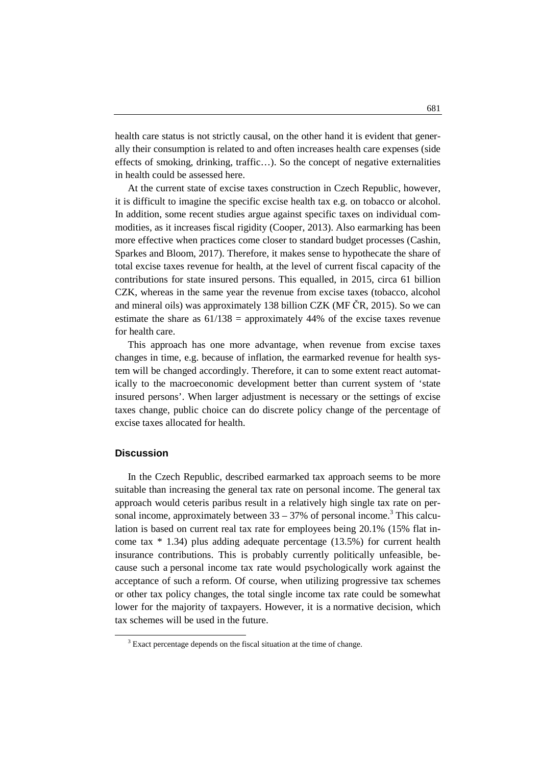health care status is not strictly causal, on the other hand it is evident that generally their consumption is related to and often increases health care expenses (side effects of smoking, drinking, traffic…). So the concept of negative externalities in health could be assessed here.

At the current state of excise taxes construction in Czech Republic, however, it is difficult to imagine the specific excise health tax e.g. on tobacco or alcohol. In addition, some recent studies argue against specific taxes on individual commodities, as it increases fiscal rigidity (Cooper, 2013). Also earmarking has been more effective when practices come closer to standard budget processes (Cashin, Sparkes and Bloom, 2017). Therefore, it makes sense to hypothecate the share of total excise taxes revenue for health, at the level of current fiscal capacity of the contributions for state insured persons. This equalled, in 2015, circa 61 billion CZK, whereas in the same year the revenue from excise taxes (tobacco, alcohol and mineral oils) was approximately 138 billion CZK (MF ČR, 2015). So we can estimate the share as 61/138 = approximately 44% of the excise taxes revenue for health care.

This approach has one more advantage, when revenue from excise taxes changes in time, e.g. because of inflation, the earmarked revenue for health system will be changed accordingly. Therefore, it can to some extent react automatically to the macroeconomic development better than current system of 'state insured persons'. When larger adjustment is necessary or the settings of excise taxes change, public choice can do discrete policy change of the percentage of excise taxes allocated for health.

## Discussion

In the Czech Republic, described earmarked tax approach seems to be more suitable than increasing the general tax rate on personal income. The general tax approach would ceteris paribus result in a relatively high single tax rate on personal income, approximately between 33 – 37% of personal income.[3] This calculation is based on current real tax rate for employees being 20.1% (15% flat income tax * 1.34) plus adding adequate percentage (13.5%) for current health insurance contributions. This is probably currently politically unfeasible, because such a personal income tax rate would psychologically work against the acceptance of such a reform. Of course, when utilizing progressive tax schemes or other tax policy changes, the total single income tax rate could be somewhat lower for the majority of taxpayers. However, it is a normative decision, which tax schemes will be used in the future.

[3] Exact percentage depends on the fiscal situation at the time of change.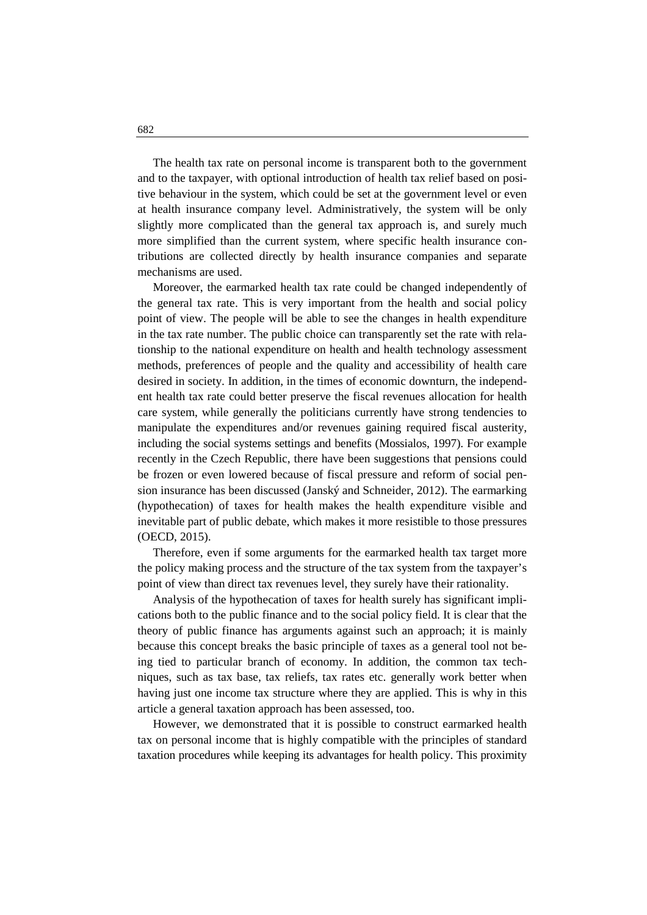The health tax rate on personal income is transparent both to the government and to the taxpayer, with optional introduction of health tax relief based on positive behaviour in the system, which could be set at the government level or even at health insurance company level. Administratively, the system will be only slightly more complicated than the general tax approach is, and surely much more simplified than the current system, where specific health insurance contributions are collected directly by health insurance companies and separate mechanisms are used.

Moreover, the earmarked health tax rate could be changed independently of the general tax rate. This is very important from the health and social policy point of view. The people will be able to see the changes in health expenditure in the tax rate number. The public choice can transparently set the rate with relationship to the national expenditure on health and health technology assessment methods, preferences of people and the quality and accessibility of health care desired in society. In addition, in the times of economic downturn, the independent health tax rate could better preserve the fiscal revenues allocation for health care system, while generally the politicians currently have strong tendencies to manipulate the expenditures and/or revenues gaining required fiscal austerity, including the social systems settings and benefits (Mossialos, 1997). For example recently in the Czech Republic, there have been suggestions that pensions could be frozen or even lowered because of fiscal pressure and reform of social pension insurance has been discussed (Janský and Schneider, 2012). The earmarking (hypothecation) of taxes for health makes the health expenditure visible and inevitable part of public debate, which makes it more resistible to those pressures (OECD, 2015).

Therefore, even if some arguments for the earmarked health tax target more the policy making process and the structure of the tax system from the taxpayer's point of view than direct tax revenues level, they surely have their rationality.

Analysis of the hypothecation of taxes for health surely has significant implications both to the public finance and to the social policy field. It is clear that the theory of public finance has arguments against such an approach; it is mainly because this concept breaks the basic principle of taxes as a general tool not being tied to particular branch of economy. In addition, the common tax techniques, such as tax base, tax reliefs, tax rates etc. generally work better when having just one income tax structure where they are applied. This is why in this article a general taxation approach has been assessed, too.

However, we demonstrated that it is possible to construct earmarked health tax on personal income that is highly compatible with the principles of standard taxation procedures while keeping its advantages for health policy. This proximity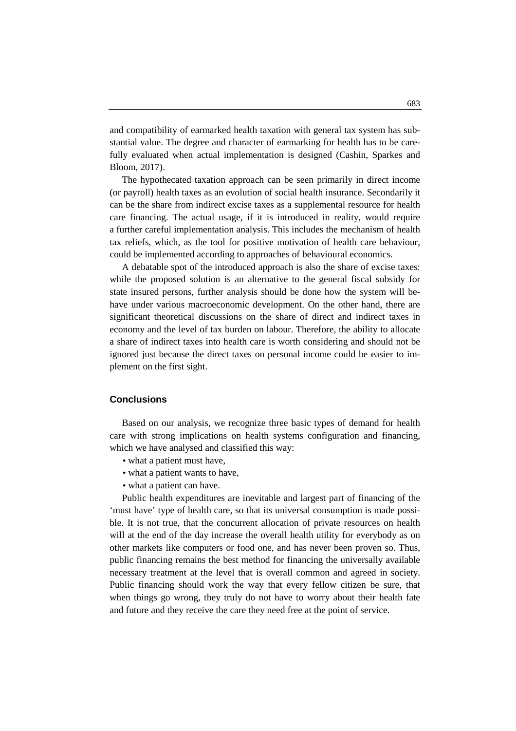and compatibility of earmarked health taxation with general tax system has substantial value. The degree and character of earmarking for health has to be carefully evaluated when actual implementation is designed (Cashin, Sparkes and Bloom, 2017).

The hypothecated taxation approach can be seen primarily in direct income (or payroll) health taxes as an evolution of social health insurance. Secondarily it can be the share from indirect excise taxes as a supplemental resource for health care financing. The actual usage, if it is introduced in reality, would require a further careful implementation analysis. This includes the mechanism of health tax reliefs, which, as the tool for positive motivation of health care behaviour, could be implemented according to approaches of behavioural economics.

A debatable spot of the introduced approach is also the share of excise taxes: while the proposed solution is an alternative to the general fiscal subsidy for state insured persons, further analysis should be done how the system will behave under various macroeconomic development. On the other hand, there are significant theoretical discussions on the share of direct and indirect taxes in economy and the level of tax burden on labour. Therefore, the ability to allocate a share of indirect taxes into health care is worth considering and should not be ignored just because the direct taxes on personal income could be easier to implement on the first sight.

## Conclusions

Based on our analysis, we recognize three basic types of demand for health care with strong implications on health systems configuration and financing, which we have analysed and classified this way:

- what a patient must have,
- what a patient wants to have,
- what a patient can have.

Public health expenditures are inevitable and largest part of financing of the 'must have' type of health care, so that its universal consumption is made possible. It is not true, that the concurrent allocation of private resources on health will at the end of the day increase the overall health utility for everybody as on other markets like computers or food one, and has never been proven so. Thus, public financing remains the best method for financing the universally available necessary treatment at the level that is overall common and agreed in society. Public financing should work the way that every fellow citizen be sure, that when things go wrong, they truly do not have to worry about their health fate and future and they receive the care they need free at the point of service.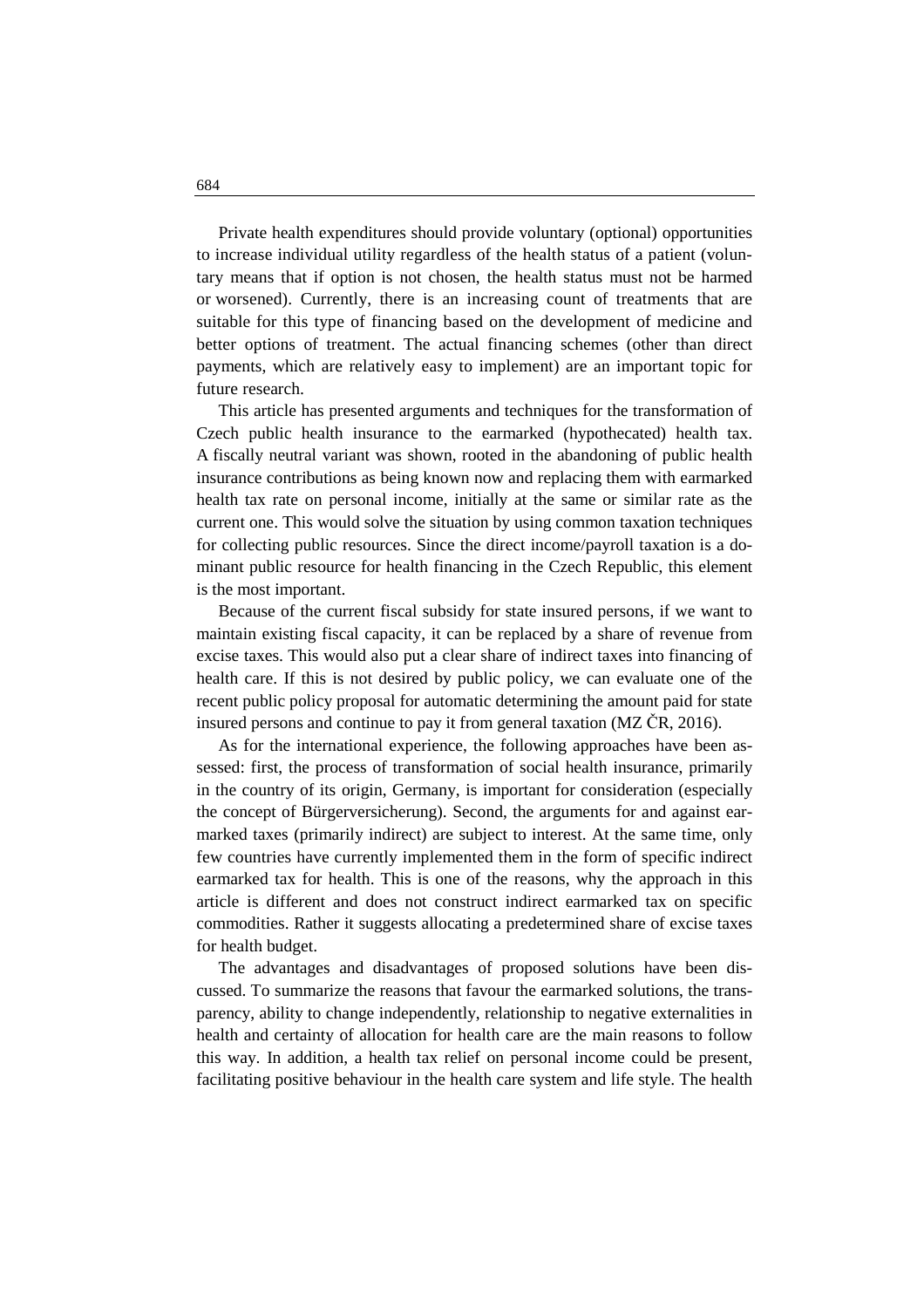Private health expenditures should provide voluntary (optional) opportunities to increase individual utility regardless of the health status of a patient (voluntary means that if option is not chosen, the health status must not be harmed or worsened). Currently, there is an increasing count of treatments that are suitable for this type of financing based on the development of medicine and better options of treatment. The actual financing schemes (other than direct payments, which are relatively easy to implement) are an important topic for future research.

This article has presented arguments and techniques for the transformation of Czech public health insurance to the earmarked (hypothecated) health tax. A fiscally neutral variant was shown, rooted in the abandoning of public health insurance contributions as being known now and replacing them with earmarked health tax rate on personal income, initially at the same or similar rate as the current one. This would solve the situation by using common taxation techniques for collecting public resources. Since the direct income/payroll taxation is a dominant public resource for health financing in the Czech Republic, this element is the most important.

Because of the current fiscal subsidy for state insured persons, if we want to maintain existing fiscal capacity, it can be replaced by a share of revenue from excise taxes. This would also put a clear share of indirect taxes into financing of health care. If this is not desired by public policy, we can evaluate one of the recent public policy proposal for automatic determining the amount paid for state insured persons and continue to pay it from general taxation (MZ ČR, 2016).

As for the international experience, the following approaches have been assessed: first, the process of transformation of social health insurance, primarily in the country of its origin, Germany, is important for consideration (especially the concept of Bürgerversicherung). Second, the arguments for and against earmarked taxes (primarily indirect) are subject to interest. At the same time, only few countries have currently implemented them in the form of specific indirect earmarked tax for health. This is one of the reasons, why the approach in this article is different and does not construct indirect earmarked tax on specific commodities. Rather it suggests allocating a predetermined share of excise taxes for health budget.

The advantages and disadvantages of proposed solutions have been discussed. To summarize the reasons that favour the earmarked solutions, the transparency, ability to change independently, relationship to negative externalities in health and certainty of allocation for health care are the main reasons to follow this way. In addition, a health tax relief on personal income could be present, facilitating positive behaviour in the health care system and life style. The health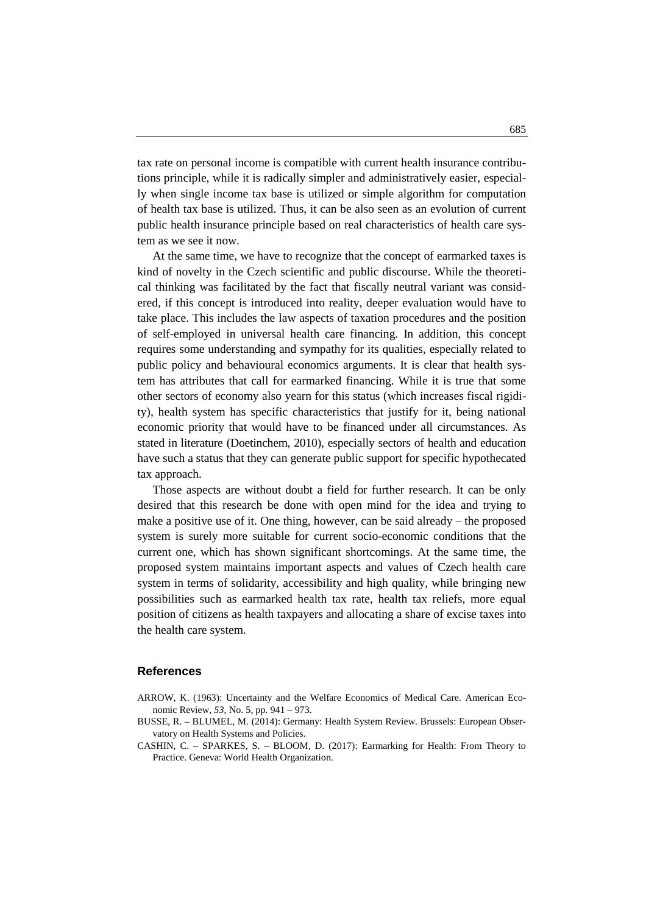tax rate on personal income is compatible with current health insurance contributions principle, while it is radically simpler and administratively easier, especially when single income tax base is utilized or simple algorithm for computation of health tax base is utilized. Thus, it can be also seen as an evolution of current public health insurance principle based on real characteristics of health care system as we see it now.

At the same time, we have to recognize that the concept of earmarked taxes is kind of novelty in the Czech scientific and public discourse. While the theoretical thinking was facilitated by the fact that fiscally neutral variant was considered, if this concept is introduced into reality, deeper evaluation would have to take place. This includes the law aspects of taxation procedures and the position of self-employed in universal health care financing. In addition, this concept requires some understanding and sympathy for its qualities, especially related to public policy and behavioural economics arguments. It is clear that health system has attributes that call for earmarked financing. While it is true that some other sectors of economy also yearn for this status (which increases fiscal rigidity), health system has specific characteristics that justify for it, being national economic priority that would have to be financed under all circumstances. As stated in literature (Doetinchem, 2010), especially sectors of health and education have such a status that they can generate public support for specific hypothecated tax approach.

Those aspects are without doubt a field for further research. It can be only desired that this research be done with open mind for the idea and trying to make a positive use of it. One thing, however, can be said already – the proposed system is surely more suitable for current socio-economic conditions that the current one, which has shown significant shortcomings. At the same time, the proposed system maintains important aspects and values of Czech health care system in terms of solidarity, accessibility and high quality, while bringing new possibilities such as earmarked health tax rate, health tax reliefs, more equal position of citizens as health taxpayers and allocating a share of excise taxes into the health care system.

## References

ARROW, K. (1963): Uncertainty and the Welfare Economics of Medical Care. American Economic Review, *53*, No. 5, pp. 941 – 973.

BUSSE, R. – BLUMEL, M. (2014): Germany: Health System Review. Brussels: European Observatory on Health Systems and Policies.

CASHIN, C. – SPARKES, S. – BLOOM, D. (2017): Earmarking for Health: From Theory to Practice. Geneva: World Health Organization.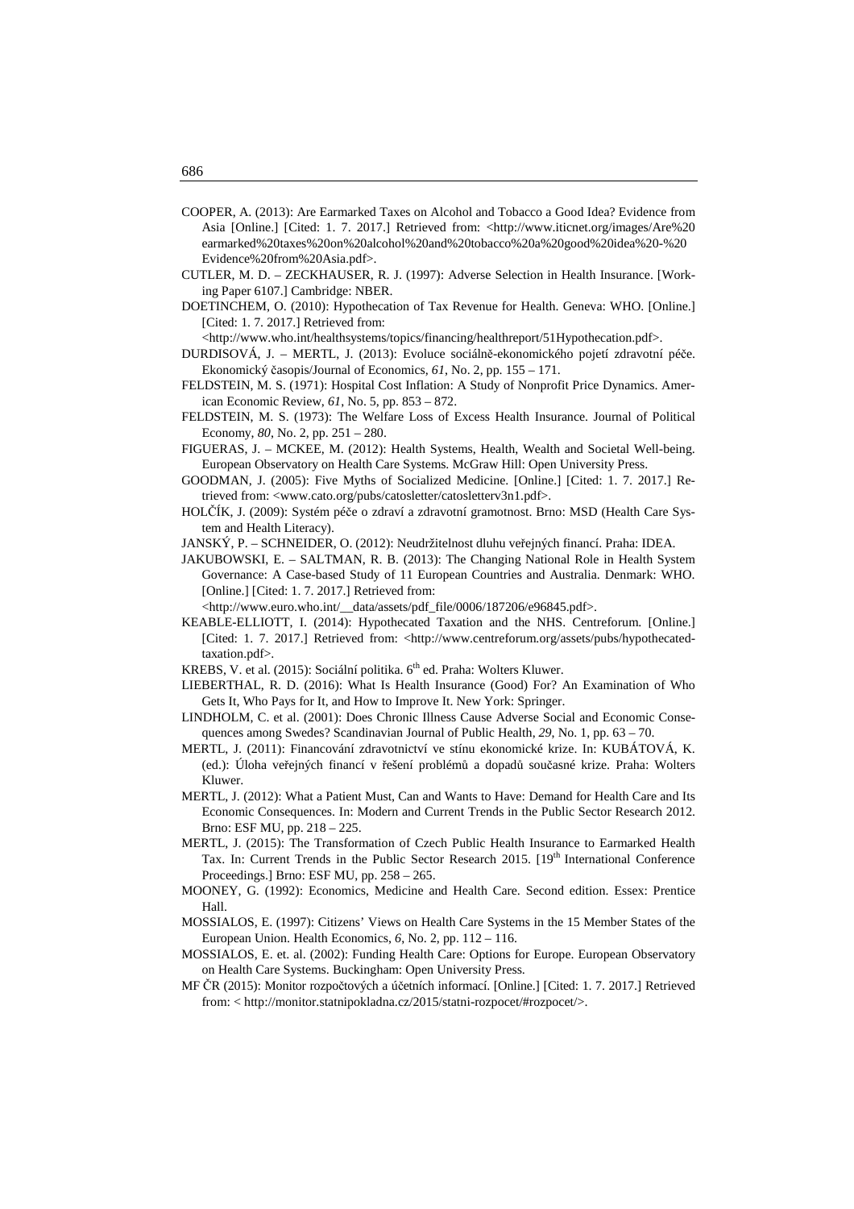COOPER, A. (2013): Are Earmarked Taxes on Alcohol and Tobacco a Good Idea? Evidence from Asia [Online.] [Cited: 1. 7. 2017.] Retrieved from: <http://www.iticnet.org/images/Are%20earmarked%20taxes%20on%20alcohol%20and%20tobacco%20a%20good%20idea%20-%20Evidence%20from%20Asia.pdf>.

CUTLER, M. D. – ZECKHAUSER, R. J. (1997): Adverse Selection in Health Insurance. [Working Paper 6107.] Cambridge: NBER.

DOETINCHEM, O. (2010): Hypothecation of Tax Revenue for Health. Geneva: WHO. [Online.] [Cited: 1. 7. 2017.] Retrieved from: <http://www.who.int/healthsystems/topics/financing/healthreport/51Hypothecation.pdf>.

DURDISOVÁ, J. – MERTL, J. (2013): Evoluce sociálně-ekonomického pojetí zdravotní péče. Ekonomický časopis/Journal of Economics, *61*, No. 2, pp. 155 – 171.

FELDSTEIN, M. S. (1971): Hospital Cost Inflation: A Study of Nonprofit Price Dynamics. American Economic Review, *61*, No. 5, pp. 853 – 872.

FELDSTEIN, M. S. (1973): The Welfare Loss of Excess Health Insurance. Journal of Political Economy, *80*, No. 2, pp. 251 – 280.

FIGUERAS, J. – MCKEE, M. (2012): Health Systems, Health, Wealth and Societal Well-being. European Observatory on Health Care Systems. McGraw Hill: Open University Press.

GOODMAN, J. (2005): Five Myths of Socialized Medicine. [Online.] [Cited: 1. 7. 2017.] Retrieved from: <www.cato.org/pubs/catosletter/catosletterv3n1.pdf>.

HOLČÍK, J. (2009): Systém péče o zdraví a zdravotní gramotnost. Brno: MSD (Health Care System and Health Literacy).

JANSKÝ, P. – SCHNEIDER, O. (2012): Neudržitelnost dluhu veřejných financí. Praha: IDEA.

JAKUBOWSKI, E. – SALTMAN, R. B. (2013): The Changing National Role in Health System Governance: A Case-based Study of 11 European Countries and Australia. Denmark: WHO. [Online.] [Cited: 1. 7. 2017.] Retrieved from: <http://www.euro.who.int/__data/assets/pdf_file/0006/187206/e96845.pdf>.

KEABLE-ELLIOTT, I. (2014): Hypothecated Taxation and the NHS. Centreforum. [Online.] [Cited: 1. 7. 2017.] Retrieved from: <http://www.centreforum.org/assets/pubs/hypothecated-taxation.pdf>.

KREBS, V. et al. (2015): Sociální politika. 6th ed. Praha: Wolters Kluwer.

LIEBERTHAL, R. D. (2016): What Is Health Insurance (Good) For? An Examination of Who Gets It, Who Pays for It, and How to Improve It. New York: Springer.

LINDHOLM, C. et al. (2001): Does Chronic Illness Cause Adverse Social and Economic Consequences among Swedes? Scandinavian Journal of Public Health, *29*, No. 1, pp. 63 – 70.

MERTL, J. (2011): Financování zdravotnictví ve stínu ekonomické krize. In: KUBÁTOVÁ, K. (ed.): Úloha veřejných financí v řešení problémů a dopadů současné krize. Praha: Wolters Kluwer.

MERTL, J. (2012): What a Patient Must, Can and Wants to Have: Demand for Health Care and Its Economic Consequences. In: Modern and Current Trends in the Public Sector Research 2012. Brno: ESF MU, pp. 218 – 225.

MERTL, J. (2015): The Transformation of Czech Public Health Insurance to Earmarked Health Tax. In: Current Trends in the Public Sector Research 2015. [19th International Conference Proceedings.] Brno: ESF MU, pp. 258 – 265.

MOONEY, G. (1992): Economics, Medicine and Health Care. Second edition. Essex: Prentice Hall.

MOSSIALOS, E. (1997): Citizens' Views on Health Care Systems in the 15 Member States of the European Union. Health Economics, *6*, No. 2, pp. 112 – 116.

MOSSIALOS, E. et. al. (2002): Funding Health Care: Options for Europe. European Observatory on Health Care Systems. Buckingham: Open University Press.

MF ČR (2015): Monitor rozpočtových a účetních informací. [Online.] [Cited: 1. 7. 2017.] Retrieved from: < http://monitor.statnipokladna.cz/2015/statni-rozpocet/#rozpocet/>.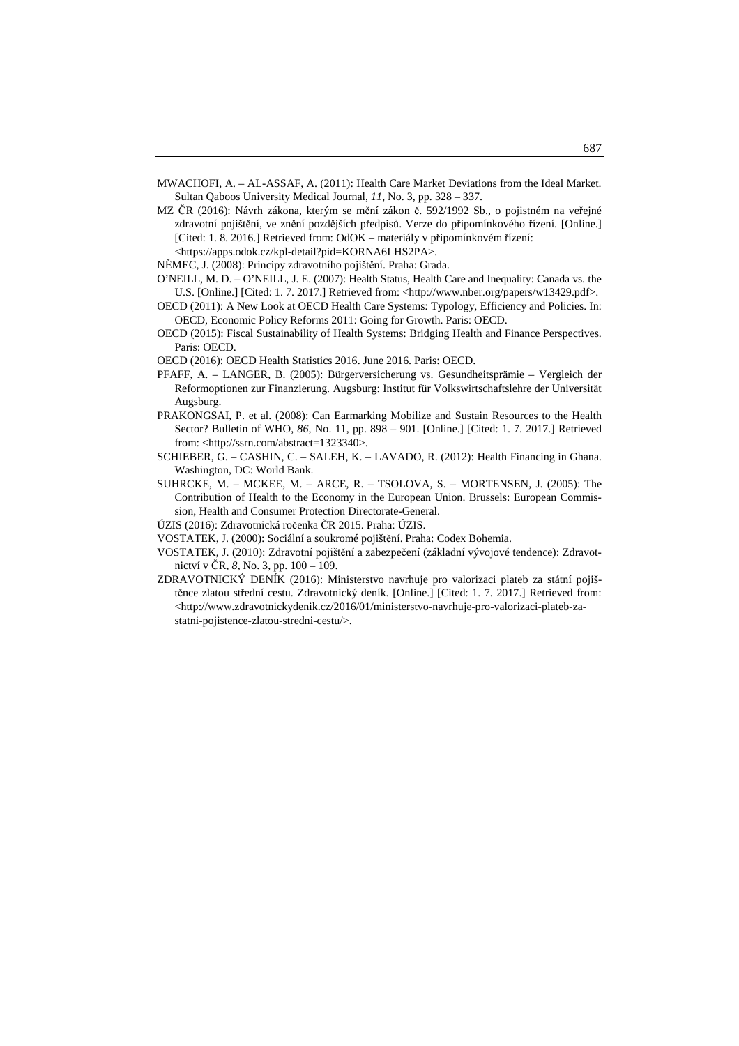MWACHOFI, A. – AL-ASSAF, A. (2011): Health Care Market Deviations from the Ideal Market. Sultan Qaboos University Medical Journal, *11*, No. 3, pp. 328 – 337.

MZ ČR (2016): Návrh zákona, kterým se mění zákon č. 592/1992 Sb., o pojistném na veřejné zdravotní pojištění, ve znění pozdějších předpisů. Verze do připomínkového řízení. [Online.] [Cited: 1. 8. 2016.] Retrieved from: OdOK – materiály v připomínkovém řízení: <https://apps.odok.cz/kpl-detail?pid=KORNA6LHS2PA>.

NĚMEC, J. (2008): Principy zdravotního pojištění. Praha: Grada.

O'NEILL, M. D. – O'NEILL, J. E. (2007): Health Status, Health Care and Inequality: Canada vs. the U.S. [Online.] [Cited: 1. 7. 2017.] Retrieved from: <http://www.nber.org/papers/w13429.pdf>.

OECD (2011): A New Look at OECD Health Care Systems: Typology, Efficiency and Policies. In: OECD, Economic Policy Reforms 2011: Going for Growth. Paris: OECD.

OECD (2015): Fiscal Sustainability of Health Systems: Bridging Health and Finance Perspectives. Paris: OECD.

OECD (2016): OECD Health Statistics 2016. June 2016. Paris: OECD.

PFAFF, A. – LANGER, B. (2005): Bürgerversicherung vs. Gesundheitsprämie – Vergleich der Reformoptionen zur Finanzierung. Augsburg: Institut für Volkswirtschaftslehre der Universität Augsburg.

PRAKONGSAI, P. et al. (2008): Can Earmarking Mobilize and Sustain Resources to the Health Sector? Bulletin of WHO, *86*, No. 11, pp. 898 – 901. [Online.] [Cited: 1. 7. 2017.] Retrieved from: <http://ssrn.com/abstract=1323340>.

SCHIEBER, G. – CASHIN, C. – SALEH, K. – LAVADO, R. (2012): Health Financing in Ghana. Washington, DC: World Bank.

SUHRCKE, M. – MCKEE, M. – ARCE, R. – TSOLOVA, S. – MORTENSEN, J. (2005): The Contribution of Health to the Economy in the European Union. Brussels: European Commission, Health and Consumer Protection Directorate-General.

ÚZIS (2016): Zdravotnická ročenka ČR 2015. Praha: ÚZIS.

VOSTATEK, J. (2000): Sociální a soukromé pojištění. Praha: Codex Bohemia.

VOSTATEK, J. (2010): Zdravotní pojištění a zabezpečení (základní vývojové tendence): Zdravotnictví v ČR, *8*, No. 3, pp. 100 – 109.

ZDRAVOTNICKÝ DENÍK (2016): Ministerstvo navrhuje pro valorizaci plateb za státní pojištěnce zlatou střední cestu. Zdravotnický deník. [Online.] [Cited: 1. 7. 2017.] Retrieved from: <http://www.zdravotnickydenik.cz/2016/01/ministerstvo-navrhuje-pro-valorizaci-plateb-za-statni-pojistence-zlatou-stredni-cestu/>.